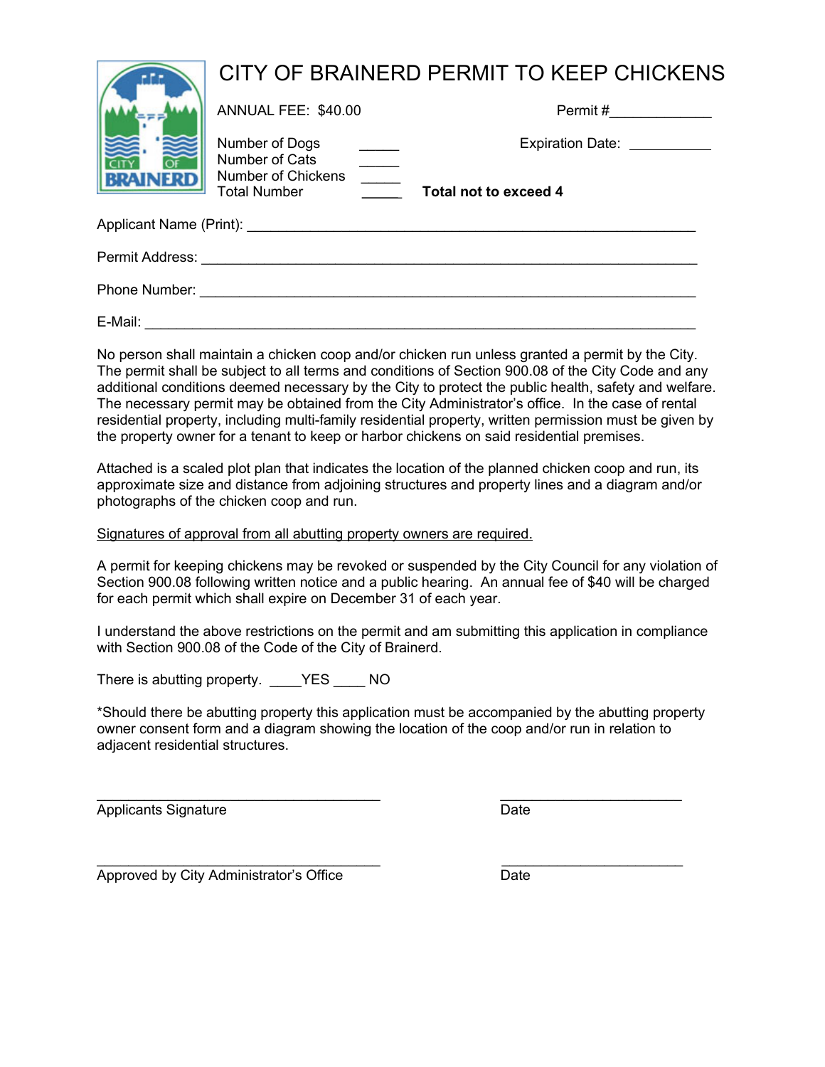# CITY OF BRAINERD PERMIT TO KEEP CHICKENS

ANNUAL FEE: $40.00

Permit #_____________

Number of Dogs _____
Number of Cats _____
Number of Chickens _____
Total Number _____

Expiration Date: ___________

**Total not to exceed 4**

Applicant Name (Print): ___________________________________________________________

Permit Address: ___________________________________________________________________

Phone Number: ___________________________________________________________________

E-Mail: _________________________________________________________________________

No person shall maintain a chicken coop and/or chicken run unless granted a permit by the City. The permit shall be subject to all terms and conditions of Section 900.08 of the City Code and any additional conditions deemed necessary by the City to protect the public health, safety and welfare. The necessary permit may be obtained from the City Administrator's office. In the case of rental residential property, including multi-family residential property, written permission must be given by the property owner for a tenant to keep or harbor chickens on said residential premises.

Attached is a scaled plot plan that indicates the location of the planned chicken coop and run, its approximate size and distance from adjoining structures and property lines and a diagram and/or photographs of the chicken coop and run.

<u>Signatures of approval from all abutting property owners are required.</u>

A permit for keeping chickens may be revoked or suspended by the City Council for any violation of Section 900.08 following written notice and a public hearing. An annual fee of $40 will be charged for each permit which shall expire on December 31 of each year.

I understand the above restrictions on the permit and am submitting this application in compliance with Section 900.08 of the Code of the City of Brainerd.

There is abutting property. ____YES ____ NO

*Should there be abutting property this application must be accompanied by the abutting property owner consent form and a diagram showing the location of the coop and/or run in relation to adjacent residential structures.

____________________________________ ________________________
Applicants Signature Date

____________________________________ ________________________
Approved by City Administrator's Office Date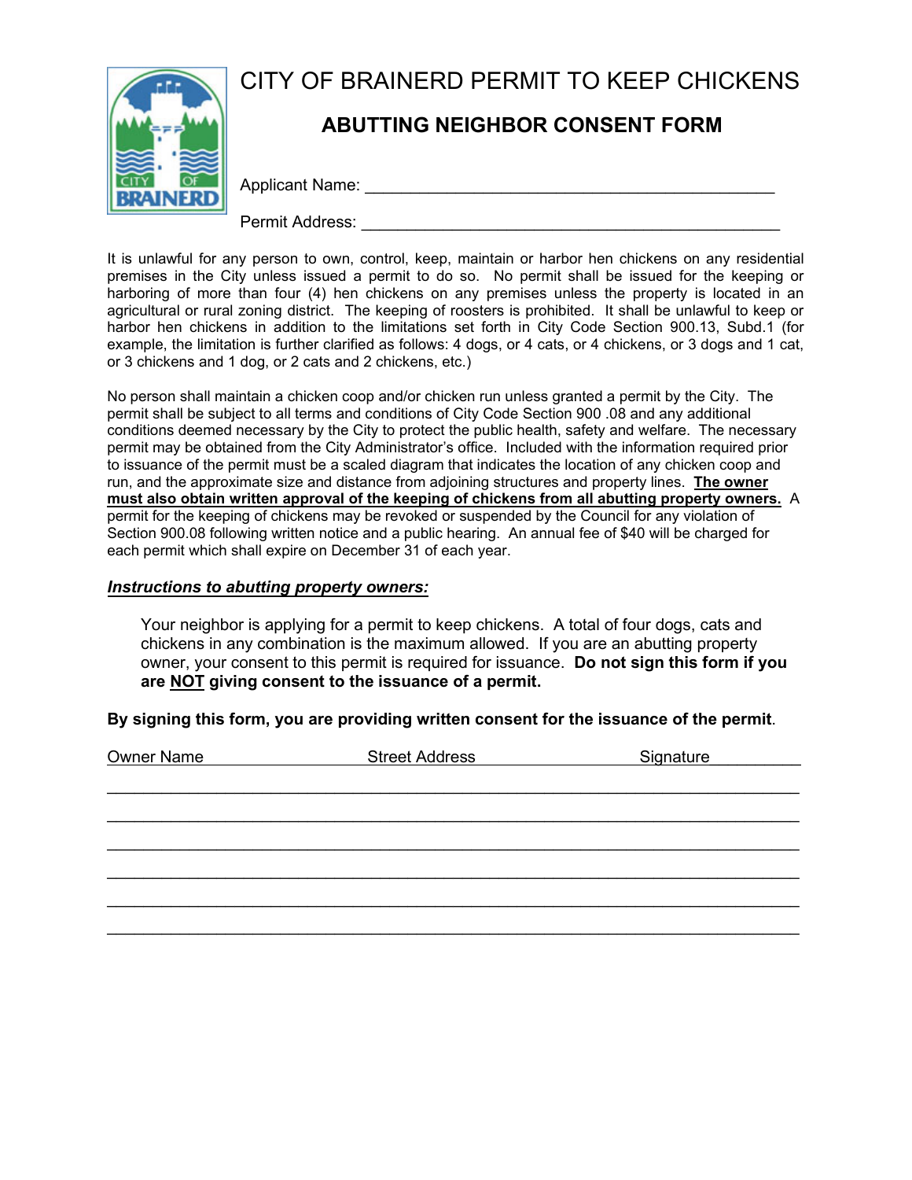# CITY OF BRAINERD PERMIT TO KEEP CHICKENS

## ABUTTING NEIGHBOR CONSENT FORM

Applicant Name: ___________________________________________

Permit Address: ___________________________________________

It is unlawful for any person to own, control, keep, maintain or harbor hen chickens on any residential premises in the City unless issued a permit to do so. No permit shall be issued for the keeping or harboring of more than four (4) hen chickens on any premises unless the property is located in an agricultural or rural zoning district. The keeping of roosters is prohibited. It shall be unlawful to keep or harbor hen chickens in addition to the limitations set forth in City Code Section 900.13, Subd.1 (for example, the limitation is further clarified as follows: 4 dogs, or 4 cats, or 4 chickens, or 3 dogs and 1 cat, or 3 chickens and 1 dog, or 2 cats and 2 chickens, etc.)

No person shall maintain a chicken coop and/or chicken run unless granted a permit by the City. The permit shall be subject to all terms and conditions of City Code Section 900 .08 and any additional conditions deemed necessary by the City to protect the public health, safety and welfare. The necessary permit may be obtained from the City Administrator's office. Included with the information required prior to issuance of the permit must be a scaled diagram that indicates the location of any chicken coop and run, and the approximate size and distance from adjoining structures and property lines. **The owner must also obtain written approval of the keeping of chickens from all abutting property owners.** A permit for the keeping of chickens may be revoked or suspended by the Council for any violation of Section 900.08 following written notice and a public hearing. An annual fee of $40 will be charged for each permit which shall expire on December 31 of each year.

***Instructions to abutting property owners:***

Your neighbor is applying for a permit to keep chickens. A total of four dogs, cats and chickens in any combination is the maximum allowed. If you are an abutting property owner, your consent to this permit is required for issuance. **Do not sign this form if you are NOT giving consent to the issuance of a permit.**

**By signing this form, you are providing written consent for the issuance of the permit.**

| Owner Name | Street Address | Signature |
|---|---|---|
| | | |
| | | |
| | | |
| | | |
| | | |
| | | |